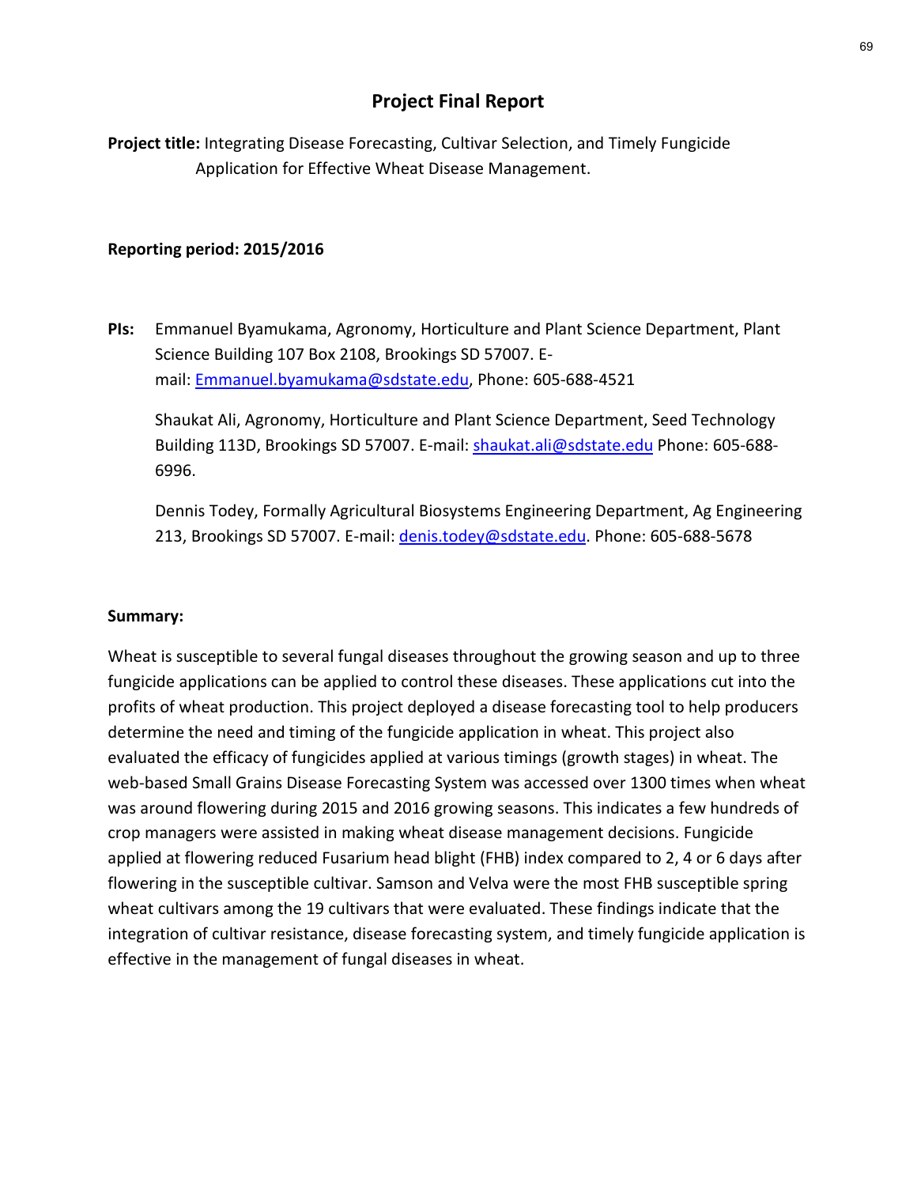# Project Final Report

**Project title:** Integrating Disease Forecasting, Cultivar Selection, and Timely Fungicide Application for Effective Wheat Disease Management.

**Reporting period: 2015/2016**

**PIs:** Emmanuel Byamukama, Agronomy, Horticulture and Plant Science Department, Plant Science Building 107 Box 2108, Brookings SD 57007. E-mail: Emmanuel.byamukama@sdstate.edu, Phone: 605-688-4521

Shaukat Ali, Agronomy, Horticulture and Plant Science Department, Seed Technology Building 113D, Brookings SD 57007. E-mail: shaukat.ali@sdstate.edu Phone: 605-688-6996.

Dennis Todey, Formally Agricultural Biosystems Engineering Department, Ag Engineering 213, Brookings SD 57007. E-mail: denis.todey@sdstate.edu. Phone: 605-688-5678

**Summary:**

Wheat is susceptible to several fungal diseases throughout the growing season and up to three fungicide applications can be applied to control these diseases. These applications cut into the profits of wheat production. This project deployed a disease forecasting tool to help producers determine the need and timing of the fungicide application in wheat. This project also evaluated the efficacy of fungicides applied at various timings (growth stages) in wheat. The web-based Small Grains Disease Forecasting System was accessed over 1300 times when wheat was around flowering during 2015 and 2016 growing seasons. This indicates a few hundreds of crop managers were assisted in making wheat disease management decisions. Fungicide applied at flowering reduced Fusarium head blight (FHB) index compared to 2, 4 or 6 days after flowering in the susceptible cultivar. Samson and Velva were the most FHB susceptible spring wheat cultivars among the 19 cultivars that were evaluated. These findings indicate that the integration of cultivar resistance, disease forecasting system, and timely fungicide application is effective in the management of fungal diseases in wheat.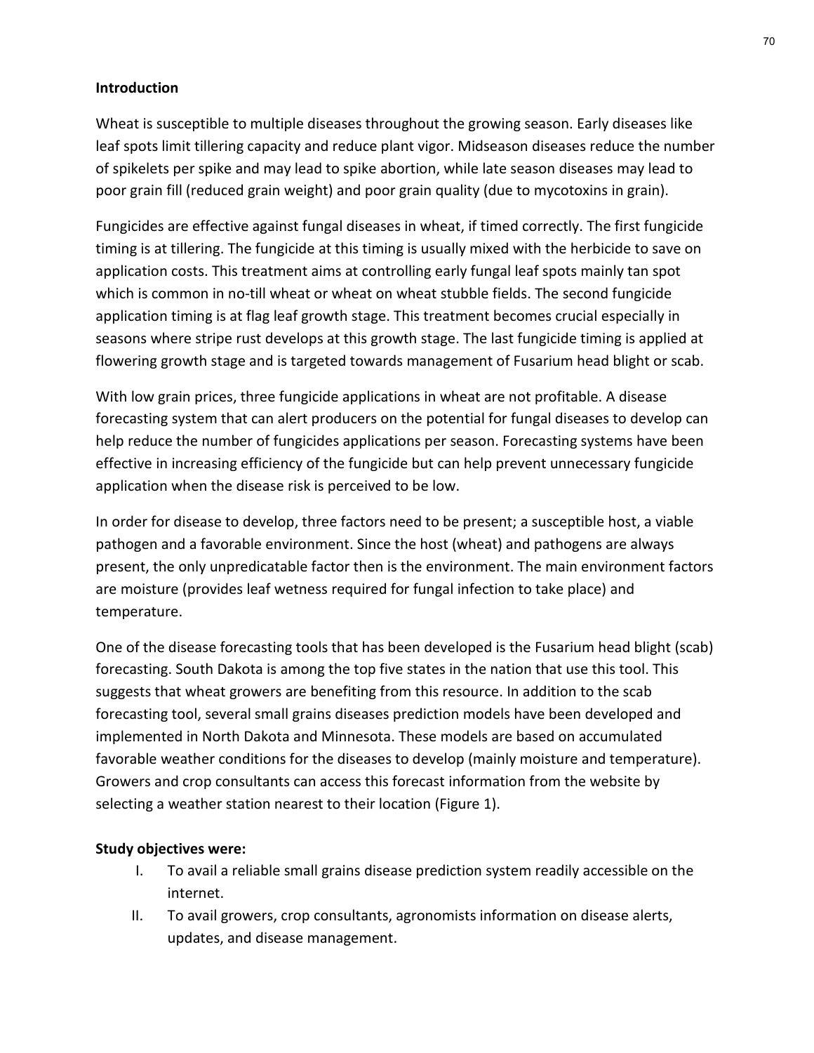## Introduction

Wheat is susceptible to multiple diseases throughout the growing season. Early diseases like leaf spots limit tillering capacity and reduce plant vigor. Midseason diseases reduce the number of spikelets per spike and may lead to spike abortion, while late season diseases may lead to poor grain fill (reduced grain weight) and poor grain quality (due to mycotoxins in grain).

Fungicides are effective against fungal diseases in wheat, if timed correctly. The first fungicide timing is at tillering. The fungicide at this timing is usually mixed with the herbicide to save on application costs. This treatment aims at controlling early fungal leaf spots mainly tan spot which is common in no-till wheat or wheat on wheat stubble fields. The second fungicide application timing is at flag leaf growth stage. This treatment becomes crucial especially in seasons where stripe rust develops at this growth stage. The last fungicide timing is applied at flowering growth stage and is targeted towards management of Fusarium head blight or scab.

With low grain prices, three fungicide applications in wheat are not profitable. A disease forecasting system that can alert producers on the potential for fungal diseases to develop can help reduce the number of fungicides applications per season. Forecasting systems have been effective in increasing efficiency of the fungicide but can help prevent unnecessary fungicide application when the disease risk is perceived to be low.

In order for disease to develop, three factors need to be present; a susceptible host, a viable pathogen and a favorable environment. Since the host (wheat) and pathogens are always present, the only unpredicatable factor then is the environment. The main environment factors are moisture (provides leaf wetness required for fungal infection to take place) and temperature.

One of the disease forecasting tools that has been developed is the Fusarium head blight (scab) forecasting. South Dakota is among the top five states in the nation that use this tool. This suggests that wheat growers are benefiting from this resource. In addition to the scab forecasting tool, several small grains diseases prediction models have been developed and implemented in North Dakota and Minnesota. These models are based on accumulated favorable weather conditions for the diseases to develop (mainly moisture and temperature). Growers and crop consultants can access this forecast information from the website by selecting a weather station nearest to their location (Figure 1).

**Study objectives were:**

- I. To avail a reliable small grains disease prediction system readily accessible on the internet.
- II. To avail growers, crop consultants, agronomists information on disease alerts, updates, and disease management.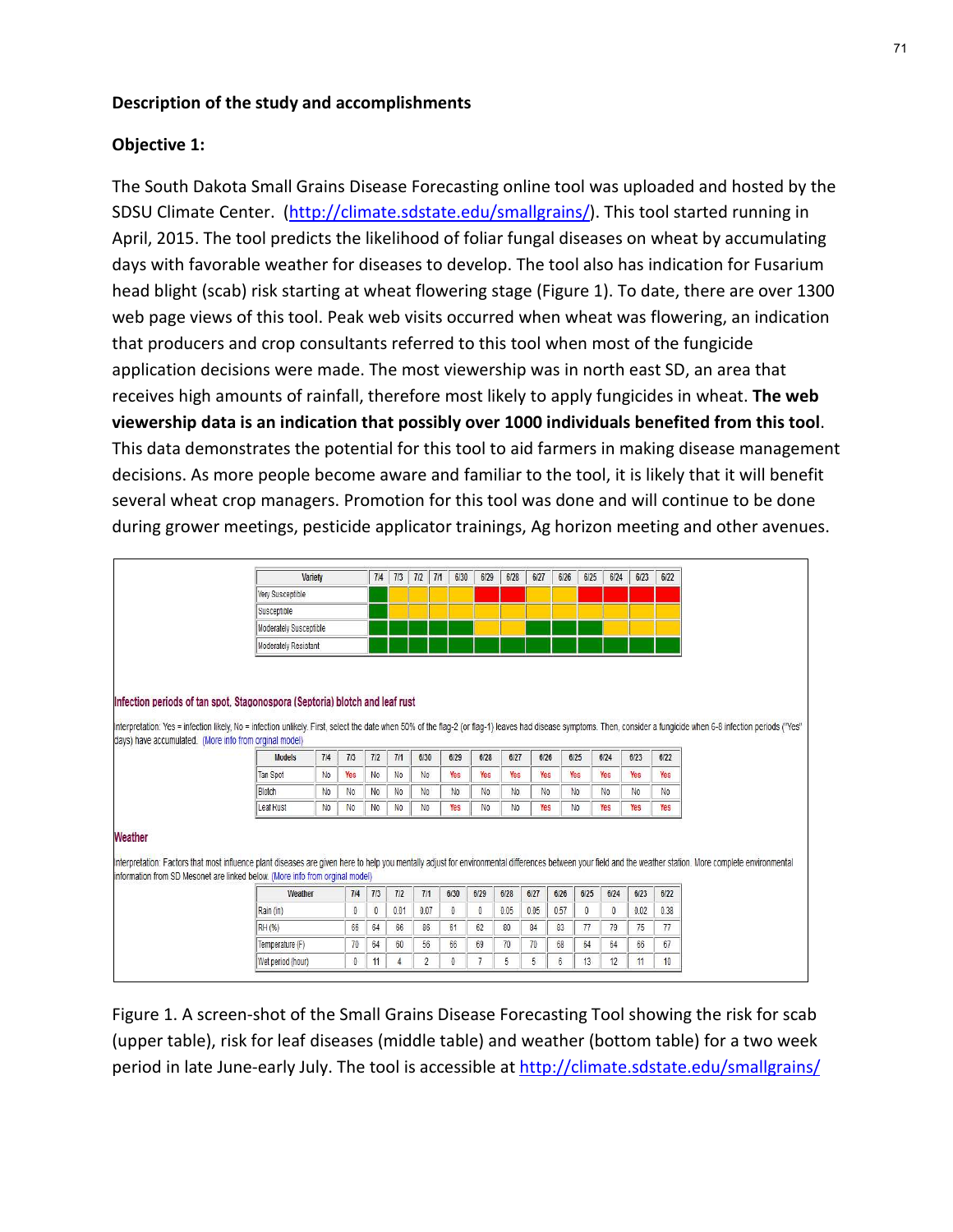## Description of the study and accomplishments

### Objective 1:

The South Dakota Small Grains Disease Forecasting online tool was uploaded and hosted by the SDSU Climate Center. (http://climate.sdstate.edu/smallgrains/). This tool started running in April, 2015. The tool predicts the likelihood of foliar fungal diseases on wheat by accumulating days with favorable weather for diseases to develop. The tool also has indication for Fusarium head blight (scab) risk starting at wheat flowering stage (Figure 1). To date, there are over 1300 web page views of this tool. Peak web visits occurred when wheat was flowering, an indication that producers and crop consultants referred to this tool when most of the fungicide application decisions were made. The most viewership was in north east SD, an area that receives high amounts of rainfall, therefore most likely to apply fungicides in wheat. **The web viewership data is an indication that possibly over 1000 individuals benefited from this tool**. This data demonstrates the potential for this tool to aid farmers in making disease management decisions. As more people become aware and familiar to the tool, it is likely that it will benefit several wheat crop managers. Promotion for this tool was done and will continue to be done during grower meetings, pesticide applicator trainings, Ag horizon meeting and other avenues.

| Variety | 7/4 | 7/3 | 7/2 | 7/1 | 6/30 | 6/29 | 6/28 | 6/27 | 6/26 | 6/25 | 6/24 | 6/23 | 6/22 |
|---|---|---|---|---|---|---|---|---|---|---|---|---|---|
| Very Susceptible | | | | | | | | | | | | | |
| Susceptible | | | | | | | | | | | | | |
| Moderately Susceptible | | | | | | | | | | | | | |
| Moderately Resistant | | | | | | | | | | | | | |

**Infection periods of tan spot, Stagonospora (Septoria) blotch and leaf rust**

Interpretation: Yes = infection likely, No = infection unlikely. First, select the date when 50% of the flag-2 (or flag-1) leaves had disease symptoms. Then, consider a fungicide when 6-8 infection periods ("Yes" days) have accumulated. (More info from orginal model)

| Models | 7/4 | 7/3 | 7/2 | 7/1 | 6/30 | 6/29 | 6/28 | 6/27 | 6/26 | 6/25 | 6/24 | 6/23 | 6/22 |
|---|---|---|---|---|---|---|---|---|---|---|---|---|---|
| Tan Spot | No | Yes | No | No | No | Yes | Yes | Yes | Yes | Yes | Yes | Yes | Yes |
| Blotch | No | No | No | No | No | No | No | No | No | No | No | No | No |
| Leaf Rust | No | No | No | No | No | Yes | No | No | Yes | No | Yes | Yes | Yes |

**Weather**

Interpretation: Factors that most influence plant diseases are given here to help you mentally adjust for environmental differences between your field and the weather station. More complete environmental information from SD Mesonet are linked below. (More info from orginal model)

| Weather | 7/4 | 7/3 | 7/2 | 7/1 | 6/30 | 6/29 | 6/28 | 6/27 | 6/26 | 6/25 | 6/24 | 6/23 | 6/22 |
|---|---|---|---|---|---|---|---|---|---|---|---|---|---|
| Rain (in) | 0 | 0 | 0.01 | 0.07 | 0 | 0 | 0.05 | 0.05 | 0.57 | 0 | 0 | 0.02 | 0.38 |
| RH (%) | 66 | 64 | 66 | 86 | 61 | 62 | 80 | 84 | 83 | 77 | 79 | 75 | 77 |
| Temperature (F) | 70 | 64 | 60 | 56 | 66 | 69 | 70 | 70 | 68 | 64 | 64 | 66 | 67 |
| Wet period (hour) | 0 | 11 | 4 | 2 | 0 | 7 | 5 | 5 | 6 | 13 | 12 | 11 | 10 |

Figure 1. A screen-shot of the Small Grains Disease Forecasting Tool showing the risk for scab (upper table), risk for leaf diseases (middle table) and weather (bottom table) for a two week period in late June-early July. The tool is accessible at http://climate.sdstate.edu/smallgrains/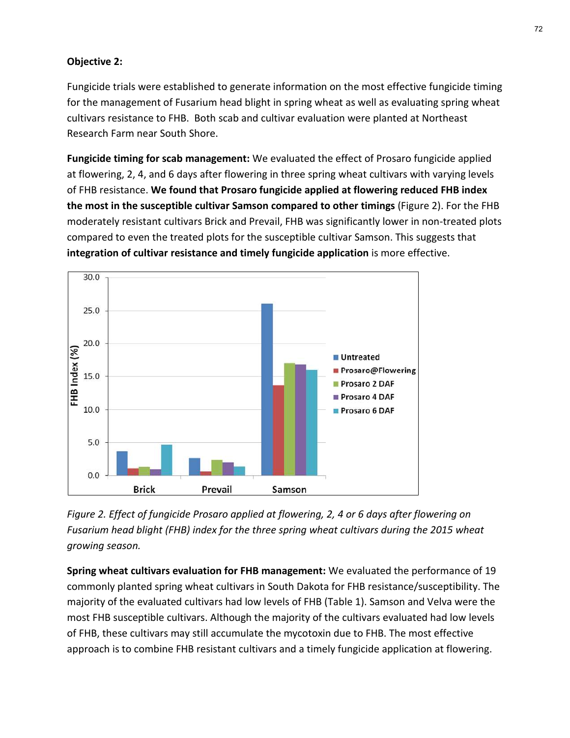**Objective 2:**

Fungicide trials were established to generate information on the most effective fungicide timing for the management of Fusarium head blight in spring wheat as well as evaluating spring wheat cultivars resistance to FHB. Both scab and cultivar evaluation were planted at Northeast Research Farm near South Shore.

**Fungicide timing for scab management:** We evaluated the effect of Prosaro fungicide applied at flowering, 2, 4, and 6 days after flowering in three spring wheat cultivars with varying levels of FHB resistance. **We found that Prosaro fungicide applied at flowering reduced FHB index the most in the susceptible cultivar Samson compared to other timings** (Figure 2). For the FHB moderately resistant cultivars Brick and Prevail, FHB was significantly lower in non-treated plots compared to even the treated plots for the susceptible cultivar Samson. This suggests that **integration of cultivar resistance and timely fungicide application** is more effective.

*Figure 2. Effect of fungicide Prosaro applied at flowering, 2, 4 or 6 days after flowering on Fusarium head blight (FHB) index for the three spring wheat cultivars during the 2015 wheat growing season.*

**Spring wheat cultivars evaluation for FHB management:** We evaluated the performance of 19 commonly planted spring wheat cultivars in South Dakota for FHB resistance/susceptibility. The majority of the evaluated cultivars had low levels of FHB (Table 1). Samson and Velva were the most FHB susceptible cultivars. Although the majority of the cultivars evaluated had low levels of FHB, these cultivars may still accumulate the mycotoxin due to FHB. The most effective approach is to combine FHB resistant cultivars and a timely fungicide application at flowering.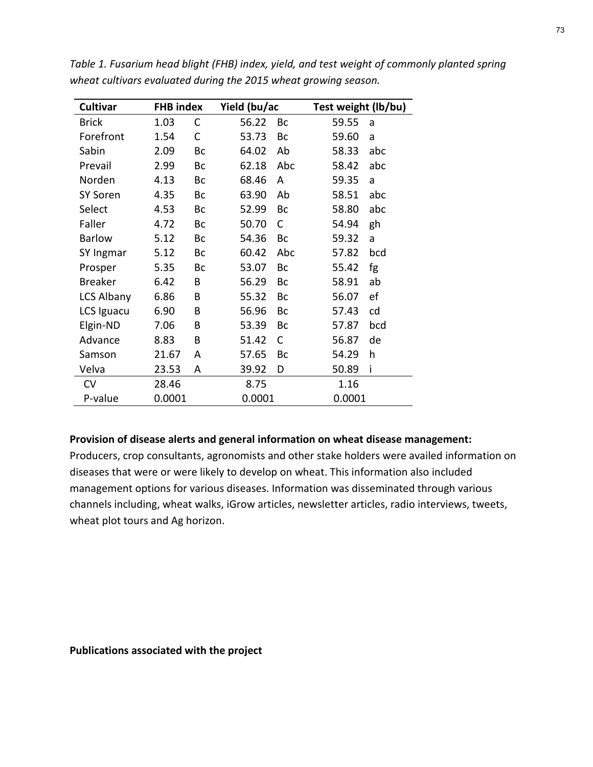*Table 1. Fusarium head blight (FHB) index, yield, and test weight of commonly planted spring wheat cultivars evaluated during the 2015 wheat growing season.*

| Cultivar | FHB index | | Yield (bu/ac | | Test weight (lb/bu) | |
|---|---|---|---|---|---|---|
| Brick | 1.03 | C | 56.22 | Bc | 59.55 | a |
| Forefront | 1.54 | C | 53.73 | Bc | 59.60 | a |
| Sabin | 2.09 | Bc | 64.02 | Ab | 58.33 | abc |
| Prevail | 2.99 | Bc | 62.18 | Abc | 58.42 | abc |
| Norden | 4.13 | Bc | 68.46 | A | 59.35 | a |
| SY Soren | 4.35 | Bc | 63.90 | Ab | 58.51 | abc |
| Select | 4.53 | Bc | 52.99 | Bc | 58.80 | abc |
| Faller | 4.72 | Bc | 50.70 | C | 54.94 | gh |
| Barlow | 5.12 | Bc | 54.36 | Bc | 59.32 | a |
| SY Ingmar | 5.12 | Bc | 60.42 | Abc | 57.82 | bcd |
| Prosper | 5.35 | Bc | 53.07 | Bc | 55.42 | fg |
| Breaker | 6.42 | B | 56.29 | Bc | 58.91 | ab |
| LCS Albany | 6.86 | B | 55.32 | Bc | 56.07 | ef |
| LCS Iguacu | 6.90 | B | 56.96 | Bc | 57.43 | cd |
| Elgin-ND | 7.06 | B | 53.39 | Bc | 57.87 | bcd |
| Advance | 8.83 | B | 51.42 | C | 56.87 | de |
| Samson | 21.67 | A | 57.65 | Bc | 54.29 | h |
| Velva | 23.53 | A | 39.92 | D | 50.89 | i |
| CV | 28.46 | | 8.75 | | 1.16 | |
| P-value | 0.0001 | | 0.0001 | | 0.0001 | |

**Provision of disease alerts and general information on wheat disease management:**
Producers, crop consultants, agronomists and other stake holders were availed information on diseases that were or were likely to develop on wheat. This information also included management options for various diseases. Information was disseminated through various channels including, wheat walks, iGrow articles, newsletter articles, radio interviews, tweets, wheat plot tours and Ag horizon.

**Publications associated with the project**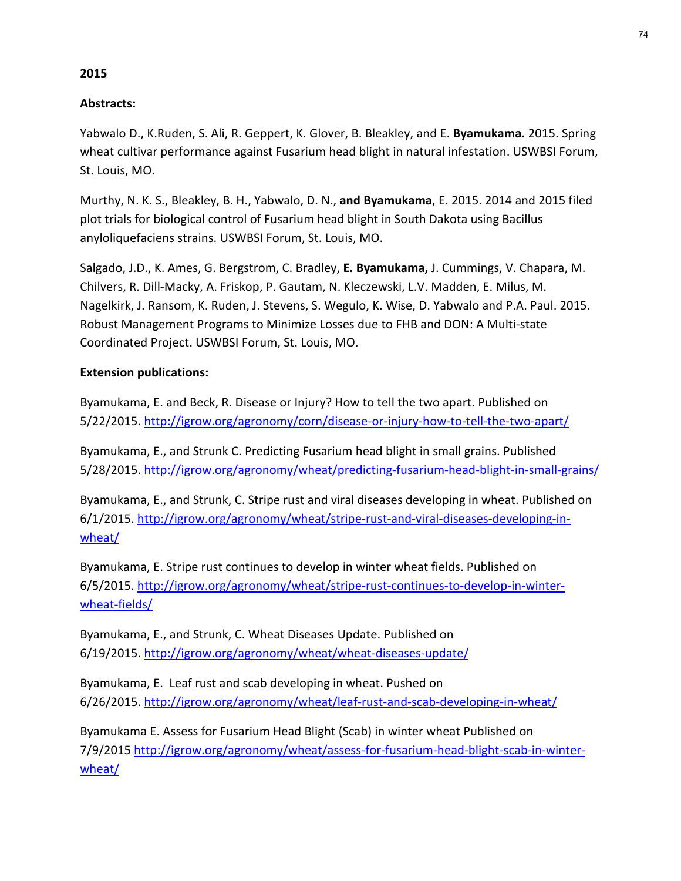**2015**

**Abstracts:**

Yabwalo D., K.Ruden, S. Ali, R. Geppert, K. Glover, B. Bleakley, and E. **Byamukama.** 2015. Spring wheat cultivar performance against Fusarium head blight in natural infestation. USWBSI Forum, St. Louis, MO.

Murthy, N. K. S., Bleakley, B. H., Yabwalo, D. N., **and Byamukama**, E. 2015. 2014 and 2015 filed plot trials for biological control of Fusarium head blight in South Dakota using Bacillus anyloliquefaciens strains. USWBSI Forum, St. Louis, MO.

Salgado, J.D., K. Ames, G. Bergstrom, C. Bradley, **E. Byamukama,** J. Cummings, V. Chapara, M. Chilvers, R. Dill-Macky, A. Friskop, P. Gautam, N. Kleczewski, L.V. Madden, E. Milus, M. Nagelkirk, J. Ransom, K. Ruden, J. Stevens, S. Wegulo, K. Wise, D. Yabwalo and P.A. Paul. 2015. Robust Management Programs to Minimize Losses due to FHB and DON: A Multi-state Coordinated Project. USWBSI Forum, St. Louis, MO.

**Extension publications:**

Byamukama, E. and Beck, R. Disease or Injury? How to tell the two apart. Published on 5/22/2015. http://igrow.org/agronomy/corn/disease-or-injury-how-to-tell-the-two-apart/

Byamukama, E., and Strunk C. Predicting Fusarium head blight in small grains. Published 5/28/2015. http://igrow.org/agronomy/wheat/predicting-fusarium-head-blight-in-small-grains/

Byamukama, E., and Strunk, C. Stripe rust and viral diseases developing in wheat. Published on 6/1/2015. http://igrow.org/agronomy/wheat/stripe-rust-and-viral-diseases-developing-in-wheat/

Byamukama, E. Stripe rust continues to develop in winter wheat fields. Published on 6/5/2015. http://igrow.org/agronomy/wheat/stripe-rust-continues-to-develop-in-winter-wheat-fields/

Byamukama, E., and Strunk, C. Wheat Diseases Update. Published on 6/19/2015. http://igrow.org/agronomy/wheat/wheat-diseases-update/

Byamukama, E. Leaf rust and scab developing in wheat. Pushed on 6/26/2015. http://igrow.org/agronomy/wheat/leaf-rust-and-scab-developing-in-wheat/

Byamukama E. Assess for Fusarium Head Blight (Scab) in winter wheat Published on 7/9/2015 http://igrow.org/agronomy/wheat/assess-for-fusarium-head-blight-scab-in-winter-wheat/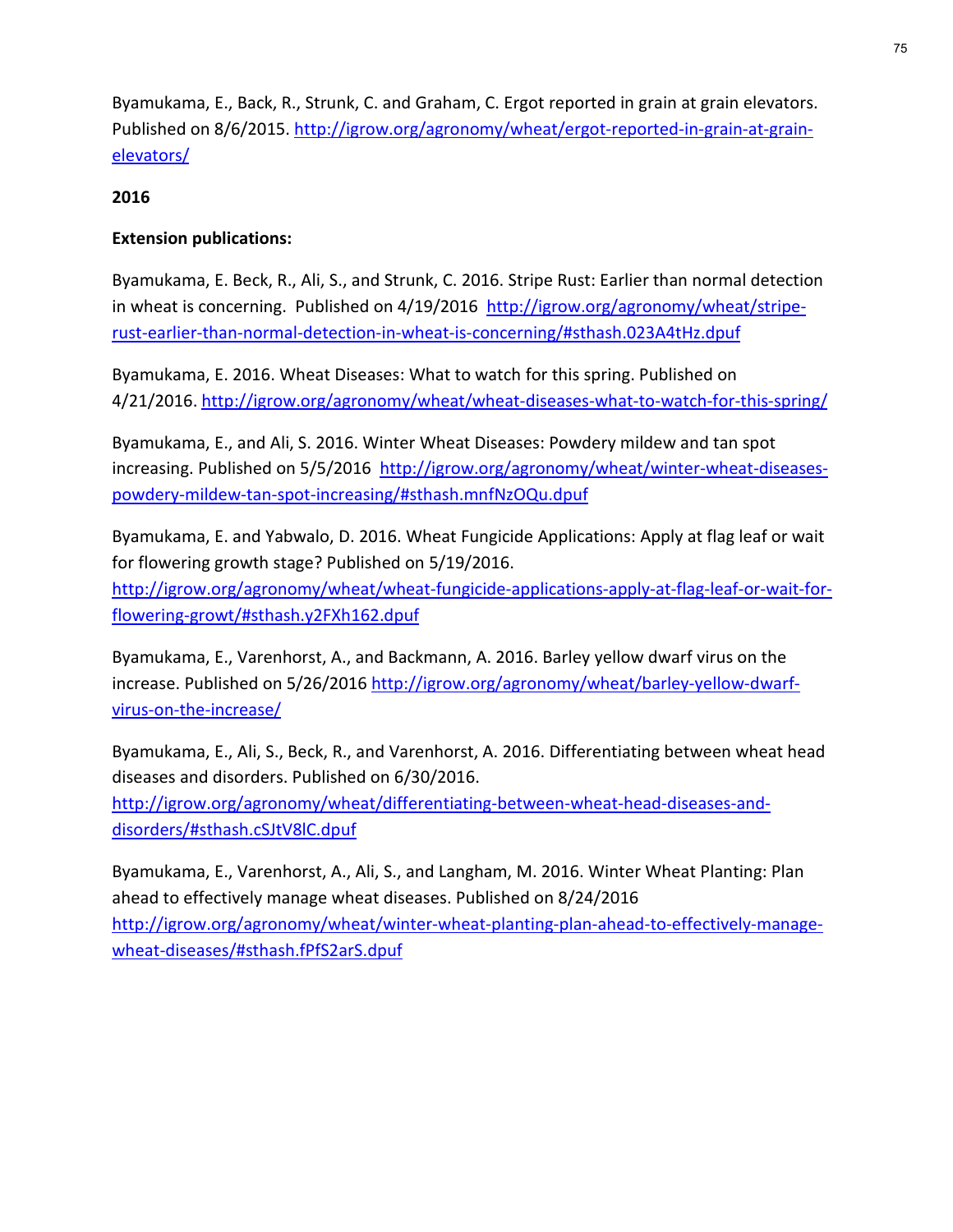Byamukama, E., Back, R., Strunk, C. and Graham, C. Ergot reported in grain at grain elevators. Published on 8/6/2015. http://igrow.org/agronomy/wheat/ergot-reported-in-grain-at-grain-elevators/

**2016**

**Extension publications:**

Byamukama, E. Beck, R., Ali, S., and Strunk, C. 2016. Stripe Rust: Earlier than normal detection in wheat is concerning. Published on 4/19/2016 http://igrow.org/agronomy/wheat/stripe-rust-earlier-than-normal-detection-in-wheat-is-concerning/#sthash.023A4tHz.dpuf

Byamukama, E. 2016. Wheat Diseases: What to watch for this spring. Published on 4/21/2016. http://igrow.org/agronomy/wheat/wheat-diseases-what-to-watch-for-this-spring/

Byamukama, E., and Ali, S. 2016. Winter Wheat Diseases: Powdery mildew and tan spot increasing. Published on 5/5/2016 http://igrow.org/agronomy/wheat/winter-wheat-diseases-powdery-mildew-tan-spot-increasing/#sthash.mnfNzOQu.dpuf

Byamukama, E. and Yabwalo, D. 2016. Wheat Fungicide Applications: Apply at flag leaf or wait for flowering growth stage? Published on 5/19/2016. http://igrow.org/agronomy/wheat/wheat-fungicide-applications-apply-at-flag-leaf-or-wait-for-flowering-growt/#sthash.y2FXh162.dpuf

Byamukama, E., Varenhorst, A., and Backmann, A. 2016. Barley yellow dwarf virus on the increase. Published on 5/26/2016 http://igrow.org/agronomy/wheat/barley-yellow-dwarf-virus-on-the-increase/

Byamukama, E., Ali, S., Beck, R., and Varenhorst, A. 2016. Differentiating between wheat head diseases and disorders. Published on 6/30/2016. http://igrow.org/agronomy/wheat/differentiating-between-wheat-head-diseases-and-disorders/#sthash.cSJtV8lC.dpuf

Byamukama, E., Varenhorst, A., Ali, S., and Langham, M. 2016. Winter Wheat Planting: Plan ahead to effectively manage wheat diseases. Published on 8/24/2016 http://igrow.org/agronomy/wheat/winter-wheat-planting-plan-ahead-to-effectively-manage-wheat-diseases/#sthash.fPfS2arS.dpuf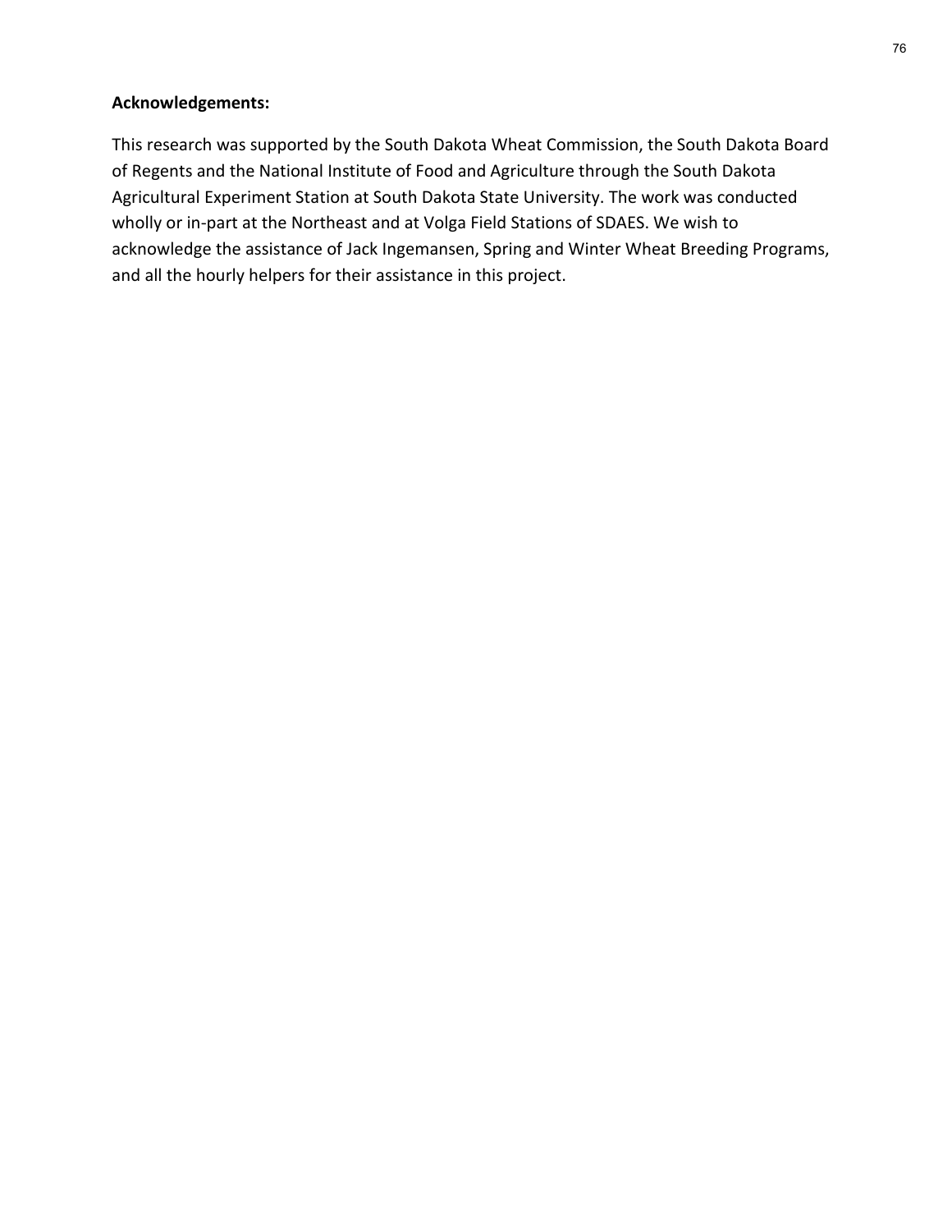**Acknowledgements:**

This research was supported by the South Dakota Wheat Commission, the South Dakota Board of Regents and the National Institute of Food and Agriculture through the South Dakota Agricultural Experiment Station at South Dakota State University. The work was conducted wholly or in-part at the Northeast and at Volga Field Stations of SDAES. We wish to acknowledge the assistance of Jack Ingemansen, Spring and Winter Wheat Breeding Programs, and all the hourly helpers for their assistance in this project.